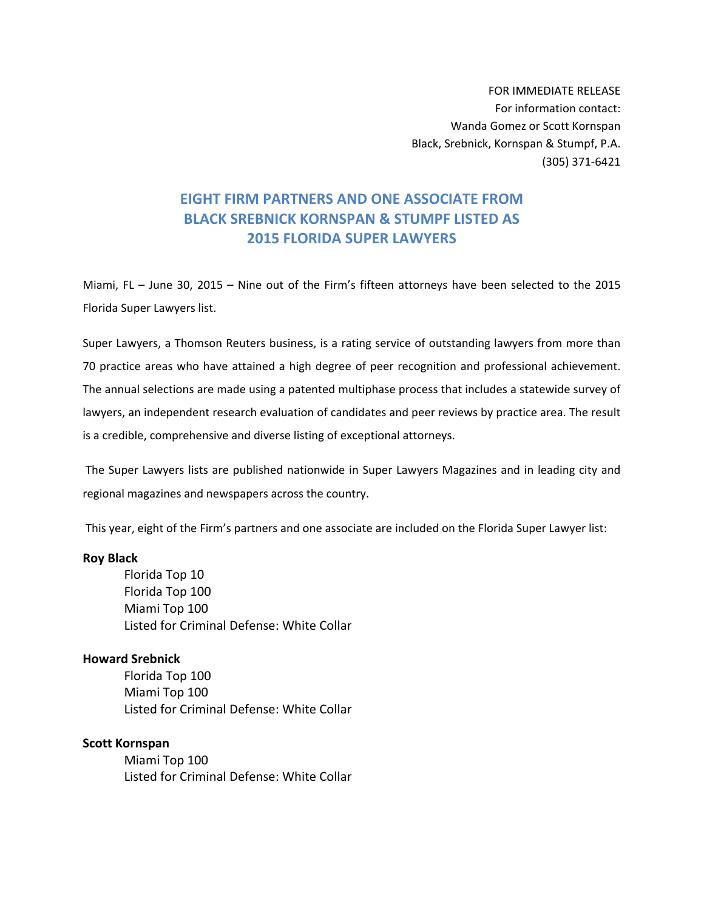FOR IMMEDIATE RELEASE
For information contact:
Wanda Gomez or Scott Kornspan
Black, Srebnick, Kornspan & Stumpf, P.A.
(305) 371-6421

# EIGHT FIRM PARTNERS AND ONE ASSOCIATE FROM BLACK SREBNICK KORNSPAN & STUMPF LISTED AS 2015 FLORIDA SUPER LAWYERS

Miami, FL – June 30, 2015 – Nine out of the Firm's fifteen attorneys have been selected to the 2015 Florida Super Lawyers list.

Super Lawyers, a Thomson Reuters business, is a rating service of outstanding lawyers from more than 70 practice areas who have attained a high degree of peer recognition and professional achievement. The annual selections are made using a patented multiphase process that includes a statewide survey of lawyers, an independent research evaluation of candidates and peer reviews by practice area. The result is a credible, comprehensive and diverse listing of exceptional attorneys.

The Super Lawyers lists are published nationwide in Super Lawyers Magazines and in leading city and regional magazines and newspapers across the country.

This year, eight of the Firm's partners and one associate are included on the Florida Super Lawyer list:

**Roy Black**

Florida Top 10
Florida Top 100
Miami Top 100
Listed for Criminal Defense: White Collar

**Howard Srebnick**

Florida Top 100
Miami Top 100
Listed for Criminal Defense: White Collar

**Scott Kornspan**

Miami Top 100
Listed for Criminal Defense: White Collar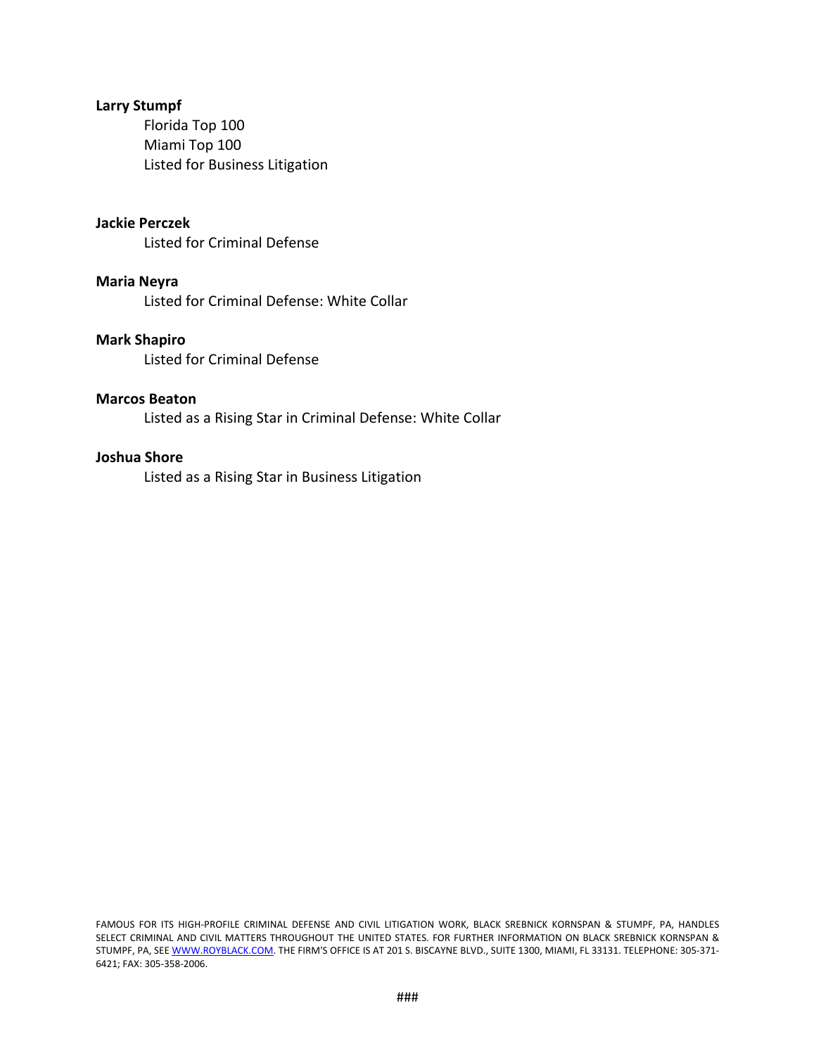**Larry Stumpf**

Florida Top 100
Miami Top 100
Listed for Business Litigation

**Jackie Perczek**

Listed for Criminal Defense

**Maria Neyra**

Listed for Criminal Defense: White Collar

**Mark Shapiro**

Listed for Criminal Defense

**Marcos Beaton**

Listed as a Rising Star in Criminal Defense: White Collar

**Joshua Shore**

Listed as a Rising Star in Business Litigation

FAMOUS FOR ITS HIGH-PROFILE CRIMINAL DEFENSE AND CIVIL LITIGATION WORK, BLACK SREBNICK KORNSPAN & STUMPF, PA, HANDLES SELECT CRIMINAL AND CIVIL MATTERS THROUGHOUT THE UNITED STATES. FOR FURTHER INFORMATION ON BLACK SREBNICK KORNSPAN & STUMPF, PA, SEE WWW.ROYBLACK.COM. THE FIRM'S OFFICE IS AT 201 S. BISCAYNE BLVD., SUITE 1300, MIAMI, FL 33131. TELEPHONE: 305-371-6421; FAX: 305-358-2006.

###